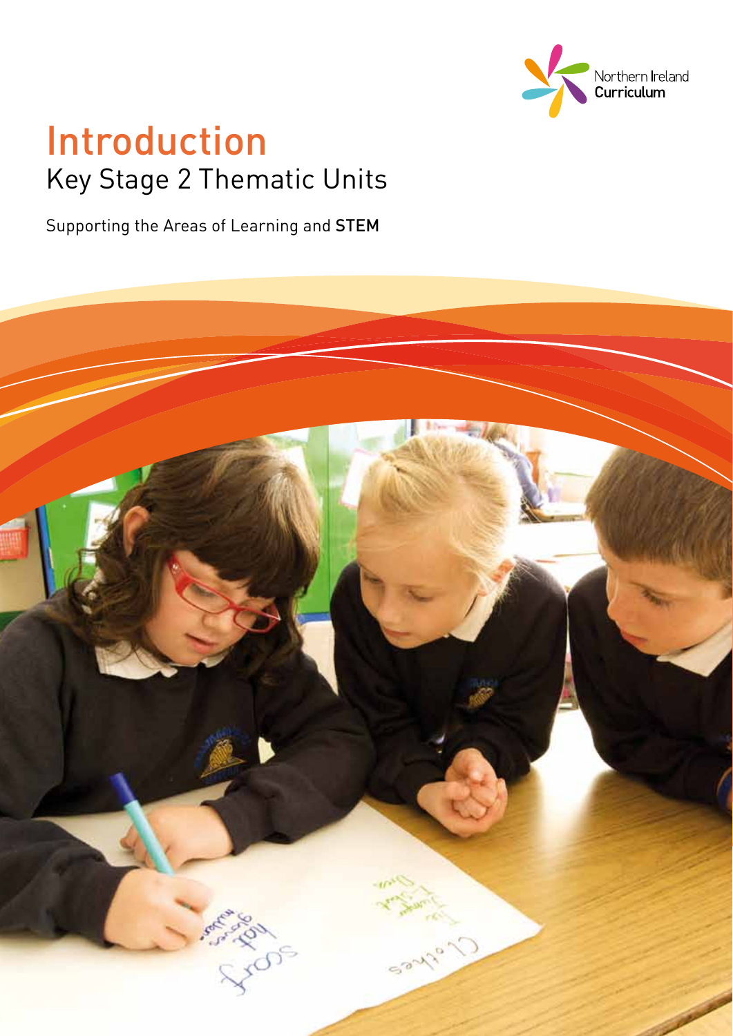Northern Ireland Curriculum

# Introduction

## Key Stage 2 Thematic Units

Supporting the Areas of Learning and **STEM**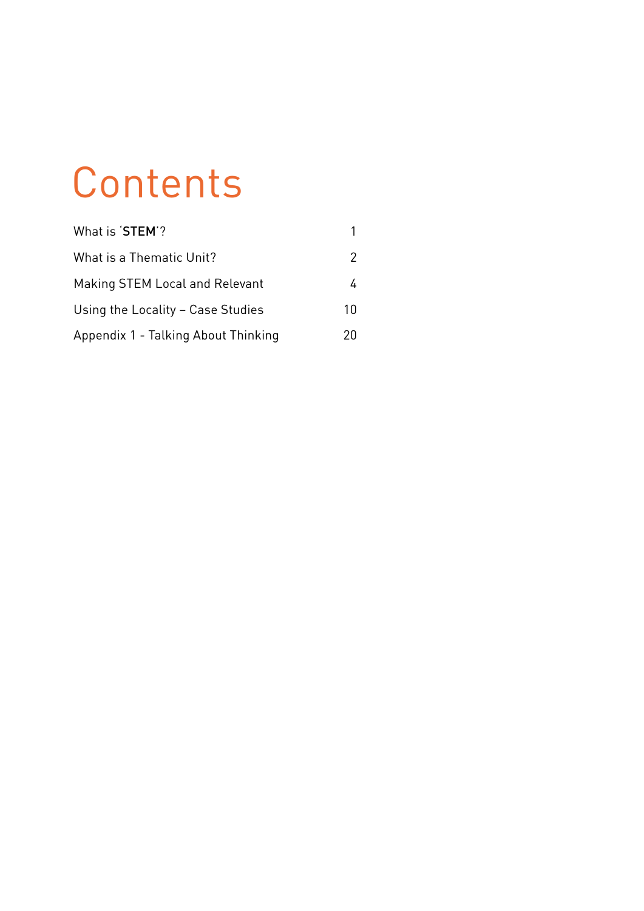# Contents

| | |
|---|---|
| What is '**STEM**'? | 1 |
| What is a Thematic Unit? | 2 |
| Making STEM Local and Relevant | 4 |
| Using the Locality – Case Studies | 10 |
| Appendix 1 - Talking About Thinking | 20 |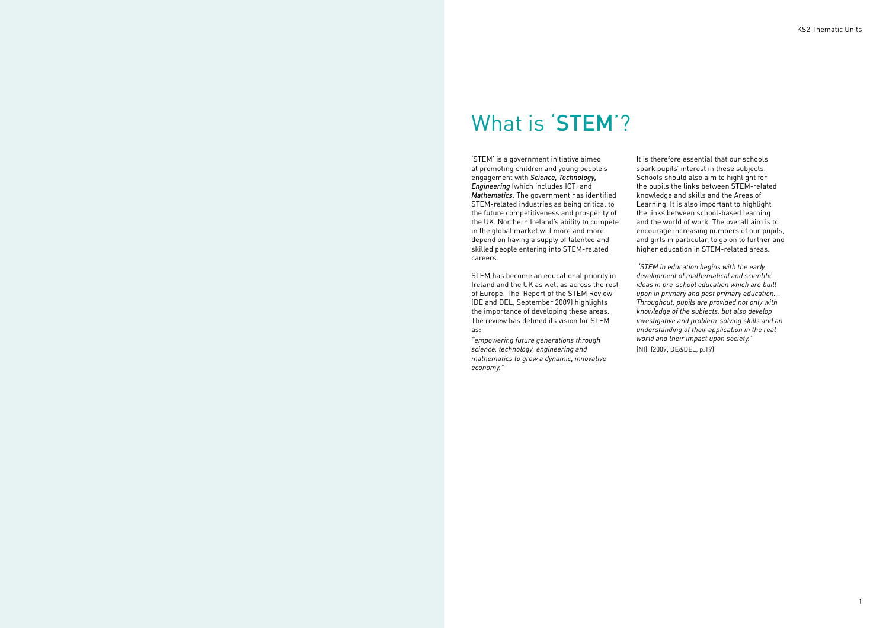# What is 'STEM'?

'STEM' is a government initiative aimed at promoting children and young people's engagement with ***Science, Technology, Engineering*** (which includes ICT) and ***Mathematics***. The government has identified STEM-related industries as being critical to the future competitiveness and prosperity of the UK. Northern Ireland's ability to compete in the global market will more and more depend on having a supply of talented and skilled people entering into STEM-related careers.

STEM has become an educational priority in Ireland and the UK as well as across the rest of Europe. The 'Report of the STEM Review' (DE and DEL, September 2009) highlights the importance of developing these areas. The review has defined its vision for STEM as:

*"empowering future generations through science, technology, engineering and mathematics to grow a dynamic, innovative economy."*

It is therefore essential that our schools spark pupils' interest in these subjects. Schools should also aim to highlight for the pupils the links between STEM-related knowledge and skills and the Areas of Learning. It is also important to highlight the links between school-based learning and the world of work. The overall aim is to encourage increasing numbers of our pupils, and girls in particular, to go on to further and higher education in STEM-related areas.

*'STEM in education begins with the early development of mathematical and scientific ideas in pre-school education which are built upon in primary and post primary education... Throughout, pupils are provided not only with knowledge of the subjects, but also develop investigative and problem-solving skills and an understanding of their application in the real world and their impact upon society.'*
(NI), (2009, DE&DEL, p.19)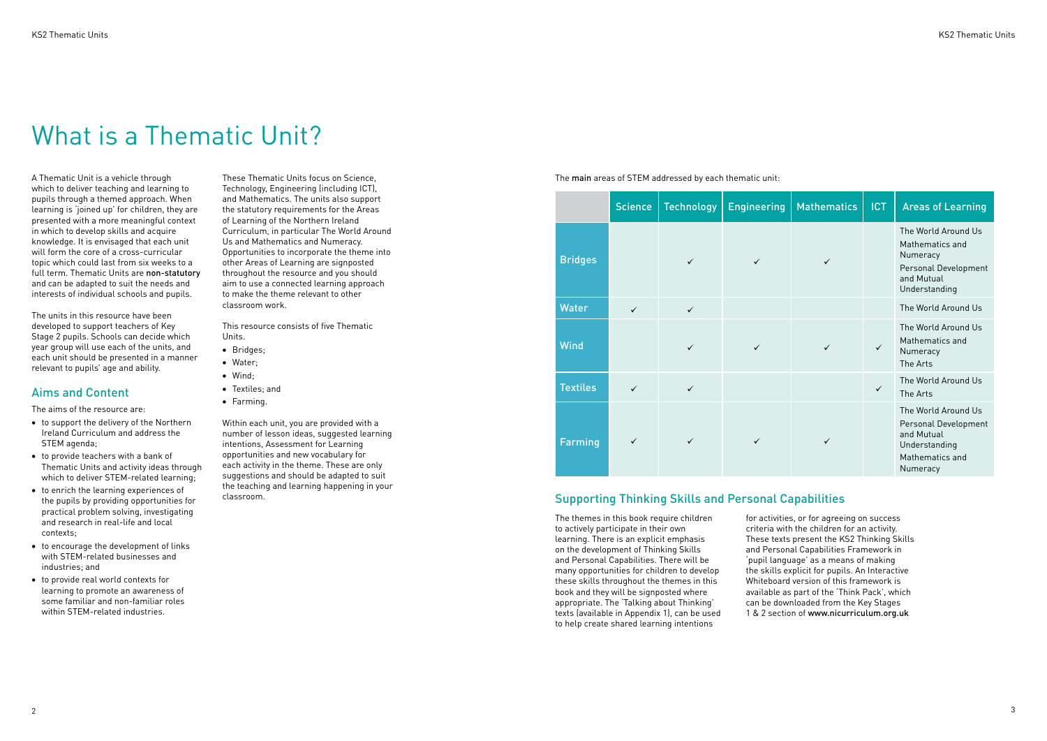# What is a Thematic Unit?

A Thematic Unit is a vehicle through which to deliver teaching and learning to pupils through a themed approach. When learning is 'joined up' for children, they are presented with a more meaningful context in which to develop skills and acquire knowledge. It is envisaged that each unit will form the core of a cross-curricular topic which could last from six weeks to a full term. Thematic Units are **non-statutory** and can be adapted to suit the needs and interests of individual schools and pupils.

The units in this resource have been developed to support teachers of Key Stage 2 pupils. Schools can decide which year group will use each of the units, and each unit should be presented in a manner relevant to pupils' age and ability.

## Aims and Content

The aims of the resource are:

- to support the delivery of the Northern Ireland Curriculum and address the STEM agenda;
- to provide teachers with a bank of Thematic Units and activity ideas through which to deliver STEM-related learning;
- to enrich the learning experiences of the pupils by providing opportunities for practical problem solving, investigating and research in real-life and local contexts;
- to encourage the development of links with STEM-related businesses and industries; and
- to provide real world contexts for learning to promote an awareness of some familiar and non-familiar roles within STEM-related industries.

These Thematic Units focus on Science, Technology, Engineering (including ICT), and Mathematics. The units also support the statutory requirements for the Areas of Learning of the Northern Ireland Curriculum, in particular The World Around Us and Mathematics and Numeracy. Opportunities to incorporate the theme into other Areas of Learning are signposted throughout the resource and you should aim to use a connected learning approach to make the theme relevant to other classroom work.

This resource consists of five Thematic Units.

- Bridges;
- Water;
- Wind;
- Textiles; and
- Farming.

Within each unit, you are provided with a number of lesson ideas, suggested learning intentions, Assessment for Learning opportunities and new vocabulary for each activity in the theme. These are only suggestions and should be adapted to suit the teaching and learning happening in your classroom.

The **main** areas of STEM addressed by each thematic unit:

| | Science | Technology | Engineering | Mathematics | ICT | Areas of Learning |
|---|---|---|---|---|---|---|
| **Bridges** | | ✓ | ✓ | ✓ | | The World Around Us<br>Mathematics and Numeracy<br>Personal Development and Mutual Understanding |
| **Water** | ✓ | ✓ | | | | The World Around Us |
| **Wind** | | ✓ | ✓ | ✓ | ✓ | The World Around Us<br>Mathematics and Numeracy<br>The Arts |
| **Textiles** | ✓ | ✓ | | | ✓ | The World Around Us<br>The Arts |
| **Farming** | ✓ | ✓ | ✓ | ✓ | | The World Around Us<br>Personal Development and Mutual Understanding<br>Mathematics and Numeracy |

## Supporting Thinking Skills and Personal Capabilities

The themes in this book require children to actively participate in their own learning. There is an explicit emphasis on the development of Thinking Skills and Personal Capabilities. There will be many opportunities for children to develop these skills throughout the themes in this book and they will be signposted where appropriate. The 'Talking about Thinking' texts (available in Appendix 1), can be used to help create shared learning intentions for activities, or for agreeing on success criteria with the children for an activity. These texts present the KS2 Thinking Skills and Personal Capabilities Framework in 'pupil language' as a means of making the skills explicit for pupils. An Interactive Whiteboard version of this framework is available as part of the 'Think Pack', which can be downloaded from the Key Stages 1 & 2 section of **www.nicurriculum.org.uk**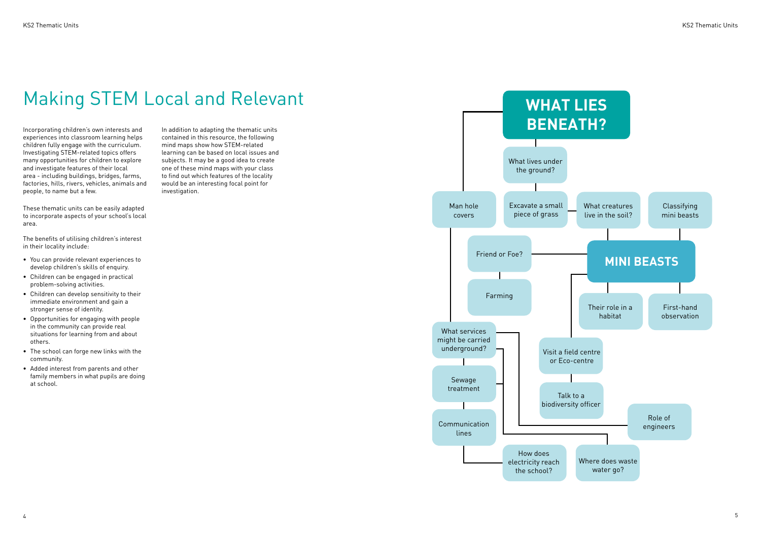# Making STEM Local and Relevant

Incorporating children's own interests and experiences into classroom learning helps children fully engage with the curriculum. Investigating STEM-related topics offers many opportunities for children to explore and investigate features of their local area - including buildings, bridges, farms, factories, hills, rivers, vehicles, animals and people, to name but a few.

These thematic units can be easily adapted to incorporate aspects of your school's local area.

The benefits of utilising children's interest in their locality include:

- You can provide relevant experiences to develop children's skills of enquiry.
- Children can be engaged in practical problem-solving activities.
- Children can develop sensitivity to their immediate environment and gain a stronger sense of identity.
- Opportunities for engaging with people in the community can provide real situations for learning from and about others.
- The school can forge new links with the community.
- Added interest from parents and other family members in what pupils are doing at school.

In addition to adapting the thematic units contained in this resource, the following mind maps show how STEM-related learning can be based on local issues and subjects. It may be a good idea to create one of these mind maps with your class to find out which features of the locality would be an interesting focal point for investigation.

## WHAT LIES BENEATH?

- What lives under the ground?
  - Excavate a small piece of grass
    - What creatures live in the soil?
- Man hole covers
  - What services might be carried underground?
    - Sewage treatment
    - Communication lines
    - How does electricity reach the school?
    - Where does waste water go?
    - Role of engineers

## MINI BEASTS

- What creatures live in the soil?
- Classifying mini beasts
- Friend or Foe?
  - Farming
- Their role in a habitat
- First-hand observation
- Visit a field centre or Eco-centre
  - Talk to a biodiversity officer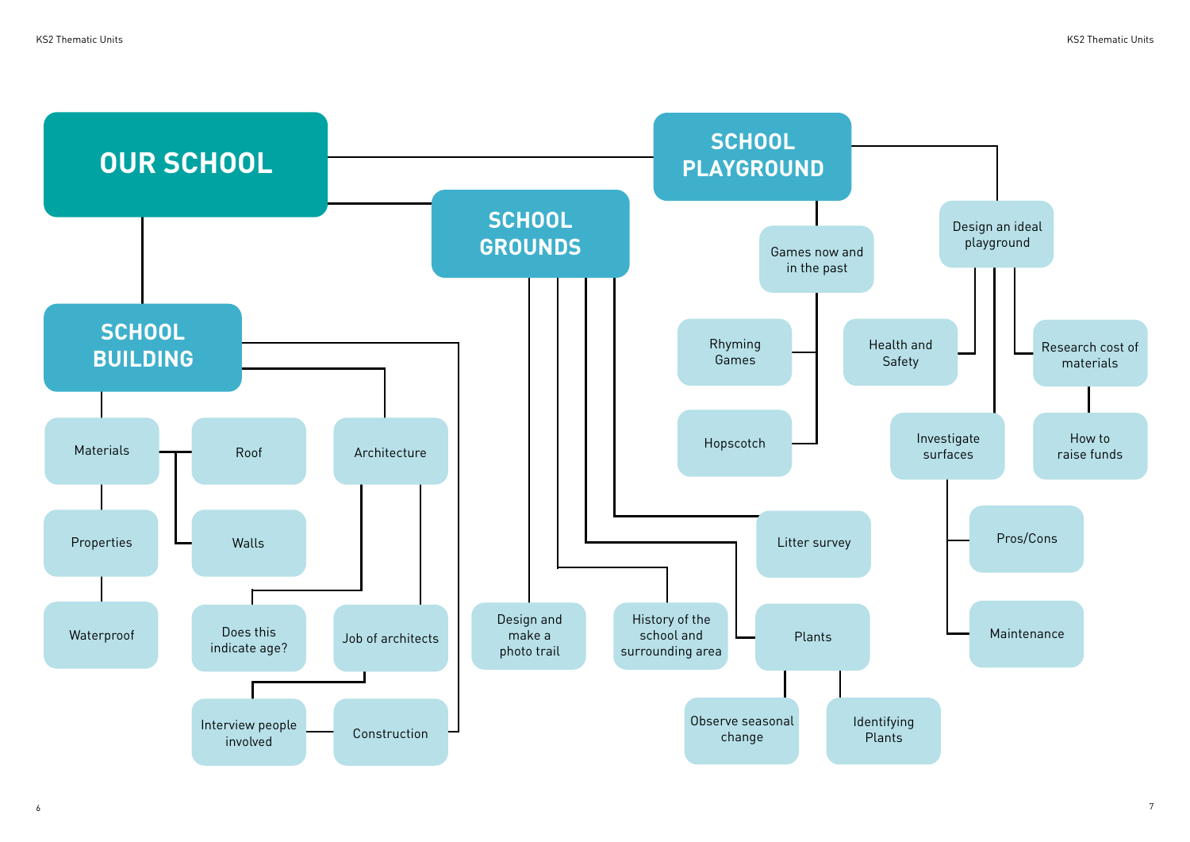# OUR SCHOOL

## SCHOOL BUILDING

- Materials
  - Properties
    - Waterproof
  - Roof
  - Walls
- Architecture
  - Does this indicate age?
  - Job of architects
    - Interview people involved
- Construction

## SCHOOL GROUNDS

- Design and make a photo trail
- History of the school and surrounding area
- Plants
  - Observe seasonal change
  - Identifying Plants
- Litter survey

## SCHOOL PLAYGROUND

- Games now and in the past
  - Rhyming Games
  - Hopscotch
- Design an ideal playground
  - Health and Safety
  - Research cost of materials
    - How to raise funds
  - Investigate surfaces
    - Pros/Cons
    - Maintenance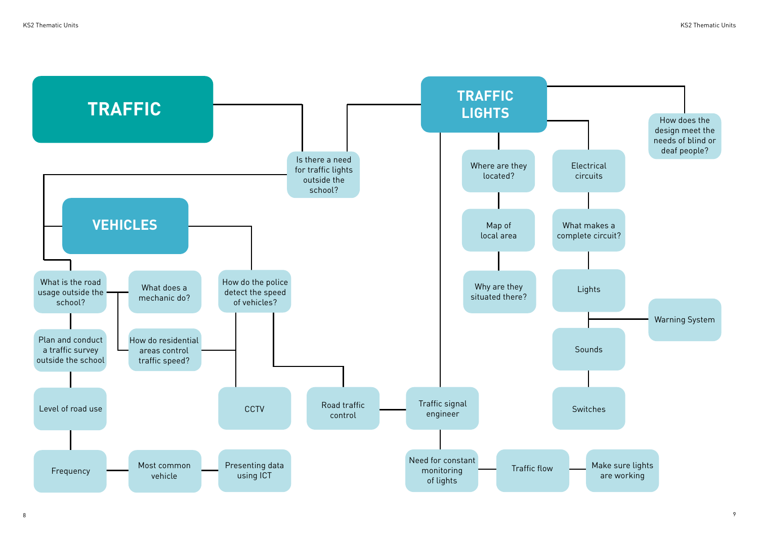# TRAFFIC

## TRAFFIC LIGHTS

- Is there a need for traffic lights outside the school?
- Where are they located?
  - Map of local area
    - Why are they situated there?
- Electrical circuits
  - What makes a complete circuit?
    - Lights
      - Warning System
    - Sounds
    - Switches
- How does the design meet the needs of blind or deaf people?
- Traffic signal engineer
  - Road traffic control
  - Need for constant monitoring of lights
    - Traffic flow
      - Make sure lights are working

## VEHICLES

- What is the road usage outside the school?
  - What does a mechanic do?
  - How do residential areas control traffic speed?
  - Plan and conduct a traffic survey outside the school
    - Level of road use
      - Frequency
        - Most common vehicle
          - Presenting data using ICT
- How do the police detect the speed of vehicles?
  - CCTV
  - Road traffic control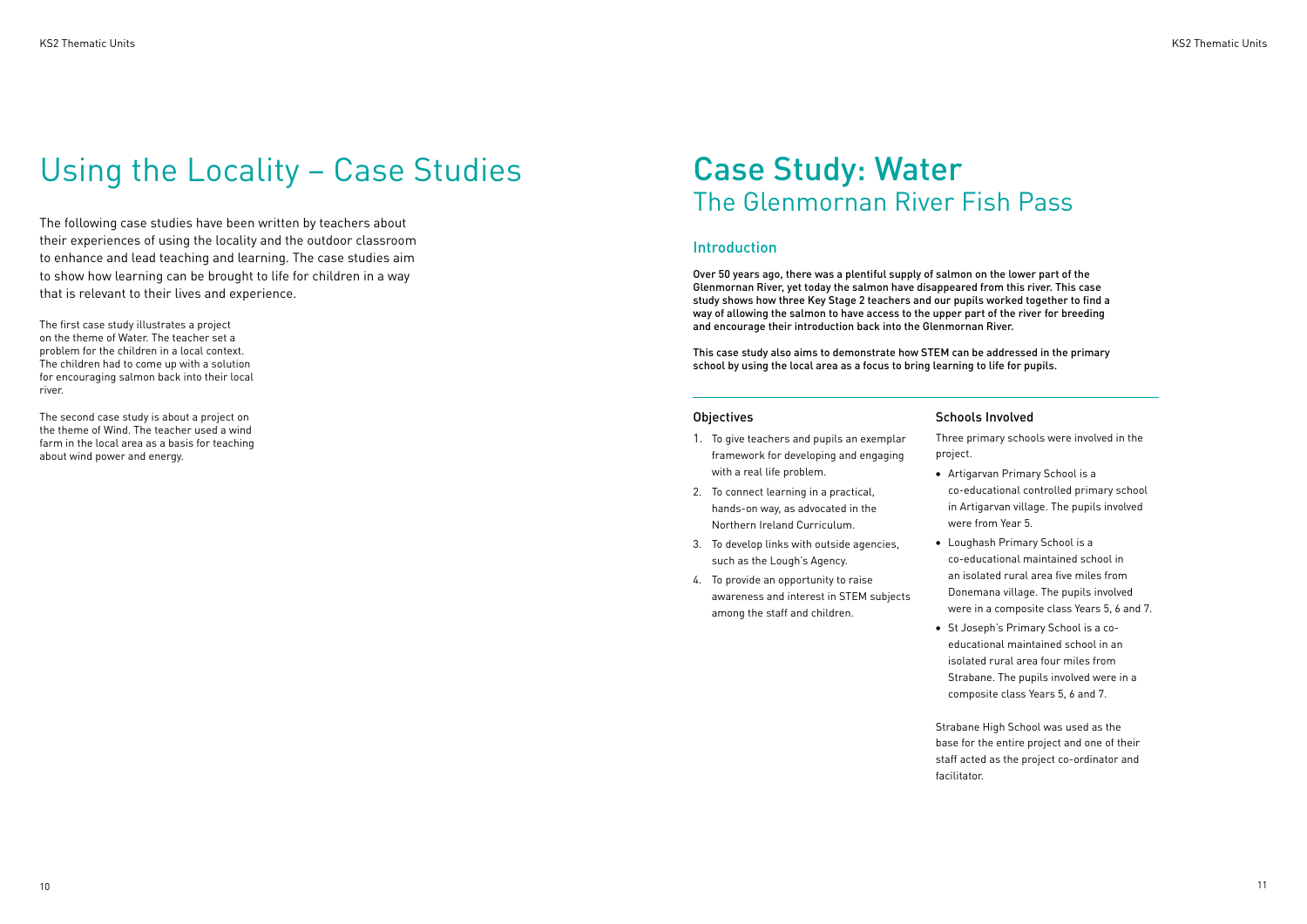# Using the Locality – Case Studies

The following case studies have been written by teachers about their experiences of using the locality and the outdoor classroom to enhance and lead teaching and learning. The case studies aim to show how learning can be brought to life for children in a way that is relevant to their lives and experience.

The first case study illustrates a project on the theme of Water. The teacher set a problem for the children in a local context. The children had to come up with a solution for encouraging salmon back into their local river.

The second case study is about a project on the theme of Wind. The teacher used a wind farm in the local area as a basis for teaching about wind power and energy.

# Case Study: Water
## The Glenmornan River Fish Pass

### Introduction

**Over 50 years ago, there was a plentiful supply of salmon on the lower part of the Glenmornan River, yet today the salmon have disappeared from this river. This case study shows how three Key Stage 2 teachers and our pupils worked together to find a way of allowing the salmon to have access to the upper part of the river for breeding and encourage their introduction back into the Glenmornan River.**

**This case study also aims to demonstrate how STEM can be addressed in the primary school by using the local area as a focus to bring learning to life for pupils.**

### Objectives

1. To give teachers and pupils an exemplar framework for developing and engaging with a real life problem.
2. To connect learning in a practical, hands-on way, as advocated in the Northern Ireland Curriculum.
3. To develop links with outside agencies, such as the Lough's Agency.
4. To provide an opportunity to raise awareness and interest in STEM subjects among the staff and children.

### Schools Involved

Three primary schools were involved in the project.

- Artigarvan Primary School is a co-educational controlled primary school in Artigarvan village. The pupils involved were from Year 5.
- Loughash Primary School is a co-educational maintained school in an isolated rural area five miles from Donemana village. The pupils involved were in a composite class Years 5, 6 and 7.
- St Joseph's Primary School is a co-educational maintained school in an isolated rural area four miles from Strabane. The pupils involved were in a composite class Years 5, 6 and 7.

Strabane High School was used as the base for the entire project and one of their staff acted as the project co-ordinator and facilitator.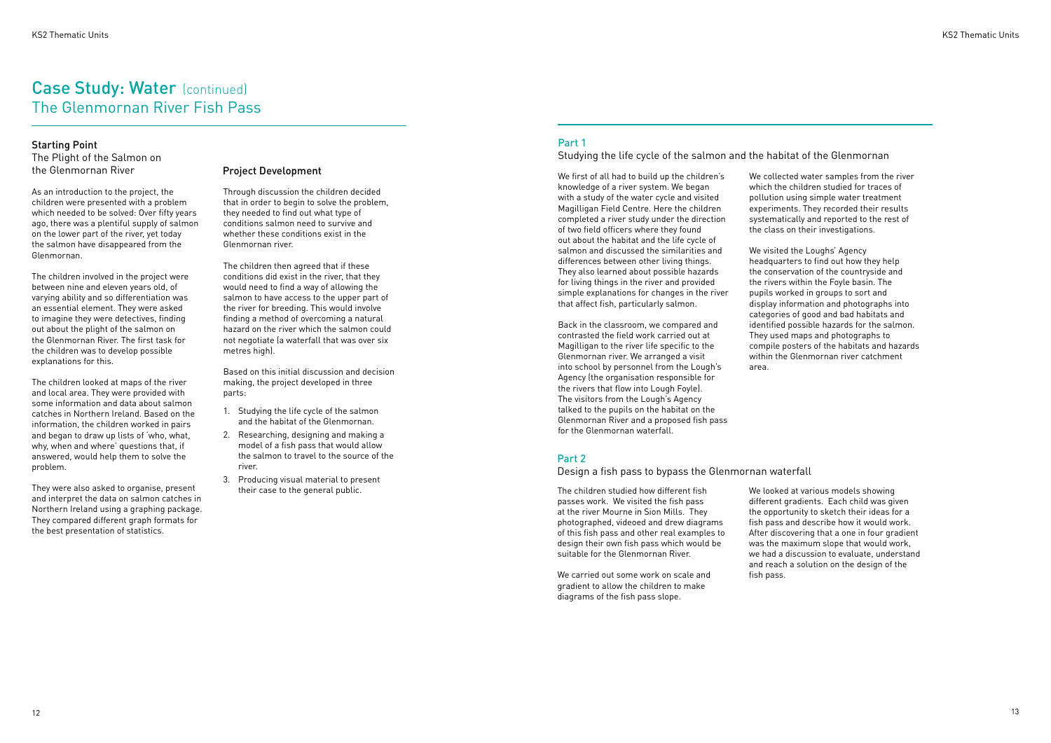# Case Study: Water (continued)

## The Glenmornan River Fish Pass

### Starting Point

The Plight of the Salmon on the Glenmornan River

As an introduction to the project, the children were presented with a problem which needed to be solved: Over fifty years ago, there was a plentiful supply of salmon on the lower part of the river, yet today the salmon have disappeared from the Glenmornan.

The children involved in the project were between nine and eleven years old, of varying ability and so differentiation was an essential element. They were asked to imagine they were detectives, finding out about the plight of the salmon on the Glenmornan River. The first task for the children was to develop possible explanations for this.

The children looked at maps of the river and local area. They were provided with some information and data about salmon catches in Northern Ireland. Based on the information, the children worked in pairs and began to draw up lists of 'who, what, why, when and where' questions that, if answered, would help them to solve the problem.

They were also asked to organise, present and interpret the data on salmon catches in Northern Ireland using a graphing package. They compared different graph formats for the best presentation of statistics.

### Project Development

Through discussion the children decided that in order to begin to solve the problem, they needed to find out what type of conditions salmon need to survive and whether these conditions exist in the Glenmornan river.

The children then agreed that if these conditions did exist in the river, that they would need to find a way of allowing the salmon to have access to the upper part of the river for breeding. This would involve finding a method of overcoming a natural hazard on the river which the salmon could not negotiate (a waterfall that was over six metres high).

Based on this initial discussion and decision making, the project developed in three parts:

1. Studying the life cycle of the salmon and the habitat of the Glenmornan.
2. Researching, designing and making a model of a fish pass that would allow the salmon to travel to the source of the river.
3. Producing visual material to present their case to the general public.

### Part 1

Studying the life cycle of the salmon and the habitat of the Glenmornan

We first of all had to build up the children's knowledge of a river system. We began with a study of the water cycle and visited Magilligan Field Centre. Here the children completed a river study under the direction of two field officers where they found out about the habitat and the life cycle of salmon and discussed the similarities and differences between other living things. They also learned about possible hazards for living things in the river and provided simple explanations for changes in the river that affect fish, particularly salmon.

Back in the classroom, we compared and contrasted the field work carried out at Magilligan to the river life specific to the Glenmornan river. We arranged a visit into school by personnel from the Lough's Agency (the organisation responsible for the rivers that flow into Lough Foyle). The visitors from the Lough's Agency talked to the pupils on the habitat on the Glenmornan River and a proposed fish pass for the Glenmornan waterfall.

We collected water samples from the river which the children studied for traces of pollution using simple water treatment experiments. They recorded their results systematically and reported to the rest of the class on their investigations.

We visited the Loughs' Agency headquarters to find out how they help the conservation of the countryside and the rivers within the Foyle basin. The pupils worked in groups to sort and display information and photographs into categories of good and bad habitats and identified possible hazards for the salmon. They used maps and photographs to compile posters of the habitats and hazards within the Glenmornan river catchment area.

### Part 2

Design a fish pass to bypass the Glenmornan waterfall

The children studied how different fish passes work. We visited the fish pass at the river Mourne in Sion Mills. They photographed, videoed and drew diagrams of this fish pass and other real examples to design their own fish pass which would be suitable for the Glenmornan River.

We carried out some work on scale and gradient to allow the children to make diagrams of the fish pass slope.

We looked at various models showing different gradients. Each child was given the opportunity to sketch their ideas for a fish pass and describe how it would work. After discovering that a one in four gradient was the maximum slope that would work, we had a discussion to evaluate, understand and reach a solution on the design of the fish pass.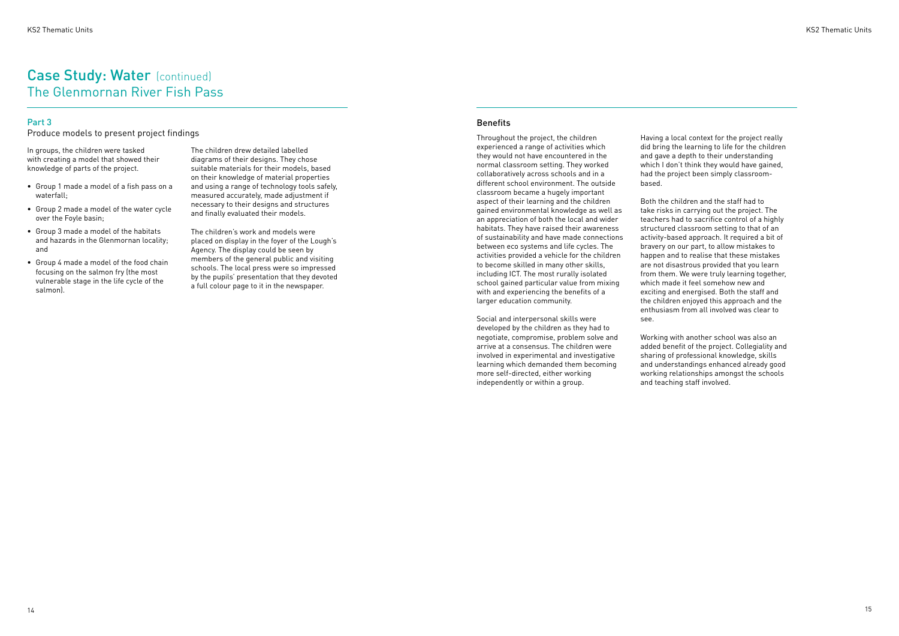# Case Study: Water (continued)
## The Glenmornan River Fish Pass

### Part 3

Produce models to present project findings

In groups, the children were tasked with creating a model that showed their knowledge of parts of the project.

- Group 1 made a model of a fish pass on a waterfall;
- Group 2 made a model of the water cycle over the Foyle basin;
- Group 3 made a model of the habitats and hazards in the Glenmornan locality; and
- Group 4 made a model of the food chain focusing on the salmon fry (the most vulnerable stage in the life cycle of the salmon).

The children drew detailed labelled diagrams of their designs. They chose suitable materials for their models, based on their knowledge of material properties and using a range of technology tools safely, measured accurately, made adjustment if necessary to their designs and structures and finally evaluated their models.

The children's work and models were placed on display in the foyer of the Lough's Agency. The display could be seen by members of the general public and visiting schools. The local press were so impressed by the pupils' presentation that they devoted a full colour page to it in the newspaper.

### Benefits

Throughout the project, the children experienced a range of activities which they would not have encountered in the normal classroom setting. They worked collaboratively across schools and in a different school environment. The outside classroom became a hugely important aspect of their learning and the children gained environmental knowledge as well as an appreciation of both the local and wider habitats. They have raised their awareness of sustainability and have made connections between eco systems and life cycles. The activities provided a vehicle for the children to become skilled in many other skills, including ICT. The most rurally isolated school gained particular value from mixing with and experiencing the benefits of a larger education community.

Social and interpersonal skills were developed by the children as they had to negotiate, compromise, problem solve and arrive at a consensus. The children were involved in experimental and investigative learning which demanded them becoming more self-directed, either working independently or within a group.

Having a local context for the project really did bring the learning to life for the children and gave a depth to their understanding which I don't think they would have gained, had the project been simply classroom-based.

Both the children and the staff had to take risks in carrying out the project. The teachers had to sacrifice control of a highly structured classroom setting to that of an activity-based approach. It required a bit of bravery on our part, to allow mistakes to happen and to realise that these mistakes are not disastrous provided that you learn from them. We were truly learning together, which made it feel somehow new and exciting and energised. Both the staff and the children enjoyed this approach and the enthusiasm from all involved was clear to see.

Working with another school was also an added benefit of the project. Collegiality and sharing of professional knowledge, skills and understandings enhanced already good working relationships amongst the schools and teaching staff involved.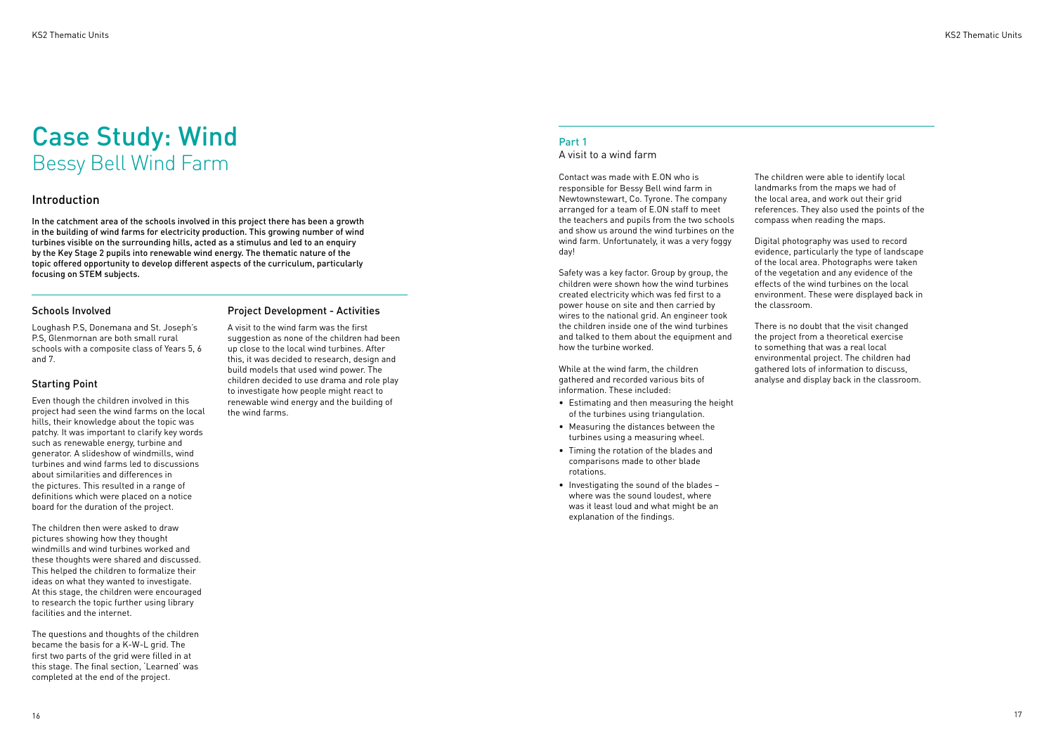# Case Study: Wind

## Bessy Bell Wind Farm

## Introduction

**In the catchment area of the schools involved in this project there has been a growth in the building of wind farms for electricity production. This growing number of wind turbines visible on the surrounding hills, acted as a stimulus and led to an enquiry by the Key Stage 2 pupils into renewable wind energy. The thematic nature of the topic offered opportunity to develop different aspects of the curriculum, particularly focusing on STEM subjects.**

### Schools Involved

Loughash P.S, Donemana and St. Joseph's P.S, Glenmornan are both small rural schools with a composite class of Years 5, 6 and 7.

### Starting Point

Even though the children involved in this project had seen the wind farms on the local hills, their knowledge about the topic was patchy. It was important to clarify key words such as renewable energy, turbine and generator. A slideshow of windmills, wind turbines and wind farms led to discussions about similarities and differences in the pictures. This resulted in a range of definitions which were placed on a notice board for the duration of the project.

The children then were asked to draw pictures showing how they thought windmills and wind turbines worked and these thoughts were shared and discussed. This helped the children to formalize their ideas on what they wanted to investigate. At this stage, the children were encouraged to research the topic further using library facilities and the internet.

The questions and thoughts of the children became the basis for a K-W-L grid. The first two parts of the grid were filled in at this stage. The final section, 'Learned' was completed at the end of the project.

### Project Development - Activities

A visit to the wind farm was the first suggestion as none of the children had been up close to the local wind turbines. After this, it was decided to research, design and build models that used wind power. The children decided to use drama and role play to investigate how people might react to renewable wind energy and the building of the wind farms.

## Part 1

### A visit to a wind farm

Contact was made with E.ON who is responsible for Bessy Bell wind farm in Newtownstewart, Co. Tyrone. The company arranged for a team of E.ON staff to meet the teachers and pupils from the two schools and show us around the wind turbines on the wind farm. Unfortunately, it was a very foggy day!

Safety was a key factor. Group by group, the children were shown how the wind turbines created electricity which was fed first to a power house on site and then carried by wires to the national grid. An engineer took the children inside one of the wind turbines and talked to them about the equipment and how the turbine worked.

While at the wind farm, the children gathered and recorded various bits of information. These included:

- Estimating and then measuring the height of the turbines using triangulation.
- Measuring the distances between the turbines using a measuring wheel.
- Timing the rotation of the blades and comparisons made to other blade rotations.
- Investigating the sound of the blades – where was the sound loudest, where was it least loud and what might be an explanation of the findings.

The children were able to identify local landmarks from the maps we had of the local area, and work out their grid references. They also used the points of the compass when reading the maps.

Digital photography was used to record evidence, particularly the type of landscape of the local area. Photographs were taken of the vegetation and any evidence of the effects of the wind turbines on the local environment. These were displayed back in the classroom.

There is no doubt that the visit changed the project from a theoretical exercise to something that was a real local environmental project. The children had gathered lots of information to discuss, analyse and display back in the classroom.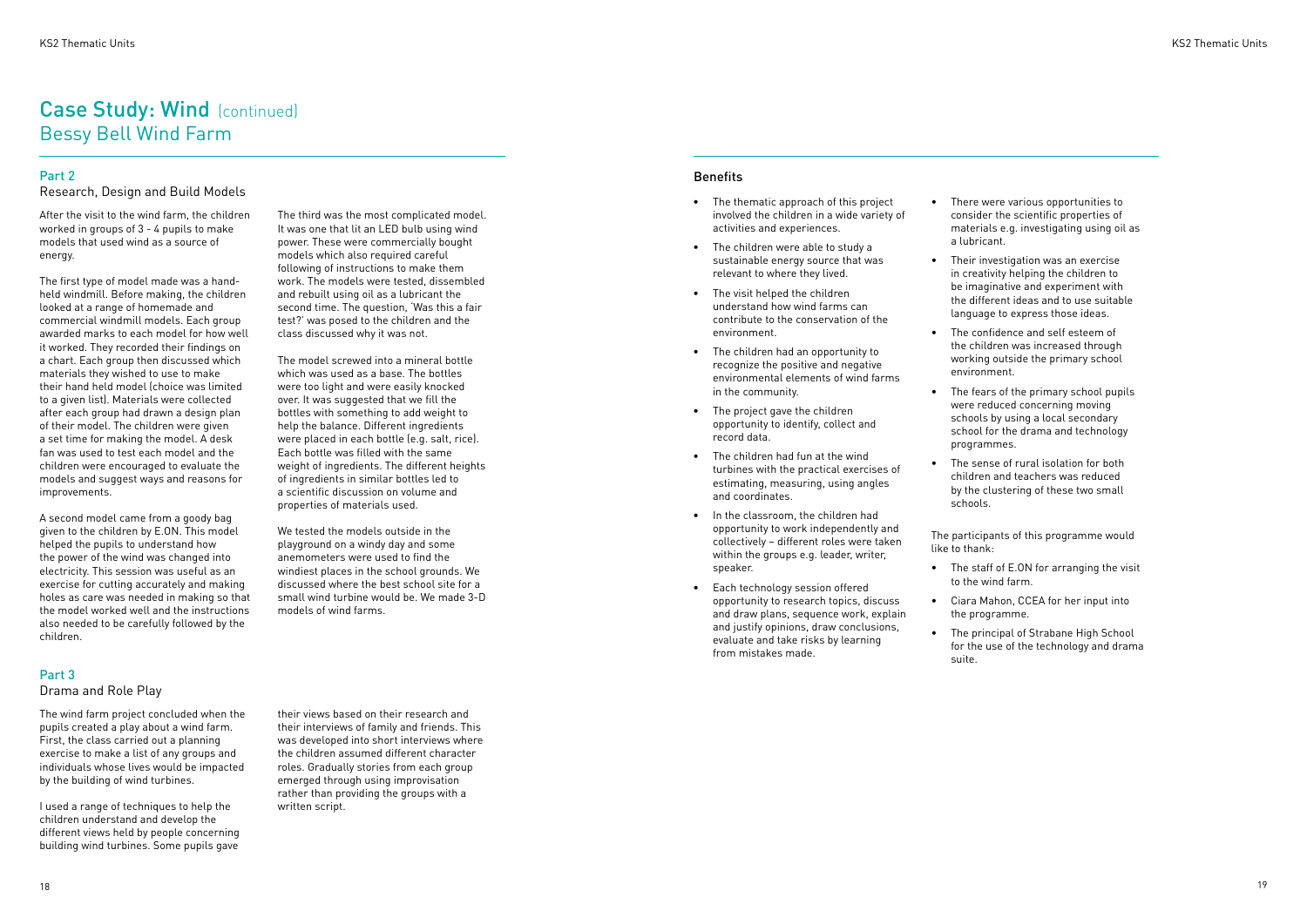# Case Study: Wind (continued)
## Bessy Bell Wind Farm

### Part 2
#### Research, Design and Build Models

After the visit to the wind farm, the children worked in groups of 3 - 4 pupils to make models that used wind as a source of energy.

The first type of model made was a hand-held windmill. Before making, the children looked at a range of homemade and commercial windmill models. Each group awarded marks to each model for how well it worked. They recorded their findings on a chart. Each group then discussed which materials they wished to use to make their hand held model (choice was limited to a given list). Materials were collected after each group had drawn a design plan of their model. The children were given a set time for making the model. A desk fan was used to test each model and the children were encouraged to evaluate the models and suggest ways and reasons for improvements.

A second model came from a goody bag given to the children by E.ON. This model helped the pupils to understand how the power of the wind was changed into electricity. This session was useful as an exercise for cutting accurately and making holes as care was needed in making so that the model worked well and the instructions also needed to be carefully followed by the children.

The third was the most complicated model. It was one that lit an LED bulb using wind power. These were commercially bought models which also required careful following of instructions to make them work. The models were tested, dissembled and rebuilt using oil as a lubricant the second time. The question, 'Was this a fair test?' was posed to the children and the class discussed why it was not.

The model screwed into a mineral bottle which was used as a base. The bottles were too light and were easily knocked over. It was suggested that we fill the bottles with something to add weight to help the balance. Different ingredients were placed in each bottle (e.g. salt, rice). Each bottle was filled with the same weight of ingredients. The different heights of ingredients in similar bottles led to a scientific discussion on volume and properties of materials used.

We tested the models outside in the playground on a windy day and some anemometers were used to find the windiest places in the school grounds. We discussed where the best school site for a small wind turbine would be. We made 3-D models of wind farms.

### Part 3
#### Drama and Role Play

The wind farm project concluded when the pupils created a play about a wind farm. First, the class carried out a planning exercise to make a list of any groups and individuals whose lives would be impacted by the building of wind turbines.

I used a range of techniques to help the children understand and develop the different views held by people concerning building wind turbines. Some pupils gave their views based on their research and their interviews of family and friends. This was developed into short interviews where the children assumed different character roles. Gradually stories from each group emerged through using improvisation rather than providing the groups with a written script.

### Benefits

- The thematic approach of this project involved the children in a wide variety of activities and experiences.
- The children were able to study a sustainable energy source that was relevant to where they lived.
- The visit helped the children understand how wind farms can contribute to the conservation of the environment.
- The children had an opportunity to recognize the positive and negative environmental elements of wind farms in the community.
- The project gave the children opportunity to identify, collect and record data.
- The children had fun at the wind turbines with the practical exercises of estimating, measuring, using angles and coordinates.
- In the classroom, the children had opportunity to work independently and collectively – different roles were taken within the groups e.g. leader, writer, speaker.
- Each technology session offered opportunity to research topics, discuss and draw plans, sequence work, explain and justify opinions, draw conclusions, evaluate and take risks by learning from mistakes made.
- There were various opportunities to consider the scientific properties of materials e.g. investigating using oil as a lubricant.
- Their investigation was an exercise in creativity helping the children to be imaginative and experiment with the different ideas and to use suitable language to express those ideas.
- The confidence and self esteem of the children was increased through working outside the primary school environment.
- The fears of the primary school pupils were reduced concerning moving schools by using a local secondary school for the drama and technology programmes.
- The sense of rural isolation for both children and teachers was reduced by the clustering of these two small schools.

The participants of this programme would like to thank:

- The staff of E.ON for arranging the visit to the wind farm.
- Ciara Mahon, CCEA for her input into the programme.
- The principal of Strabane High School for the use of the technology and drama suite.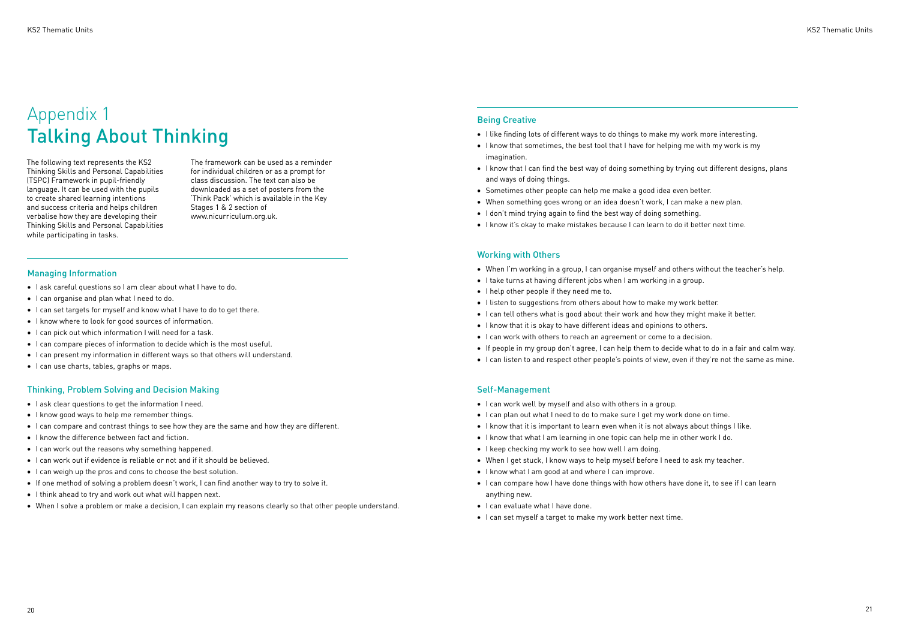# Appendix 1
# Talking About Thinking

The following text represents the KS2 Thinking Skills and Personal Capabilities (TSPC) Framework in pupil-friendly language. It can be used with the pupils to create shared learning intentions and success criteria and helps children verbalise how they are developing their Thinking Skills and Personal Capabilities while participating in tasks.

The framework can be used as a reminder for individual children or as a prompt for class discussion. The text can also be downloaded as a set of posters from the 'Think Pack' which is available in the Key Stages 1 & 2 section of www.nicurriculum.org.uk.

## Managing Information

- I ask careful questions so I am clear about what I have to do.
- I can organise and plan what I need to do.
- I can set targets for myself and know what I have to do to get there.
- I know where to look for good sources of information.
- I can pick out which information I will need for a task.
- I can compare pieces of information to decide which is the most useful.
- I can present my information in different ways so that others will understand.
- I can use charts, tables, graphs or maps.

## Thinking, Problem Solving and Decision Making

- I ask clear questions to get the information I need.
- I know good ways to help me remember things.
- I can compare and contrast things to see how they are the same and how they are different.
- I know the difference between fact and fiction.
- I can work out the reasons why something happened.
- I can work out if evidence is reliable or not and if it should be believed.
- I can weigh up the pros and cons to choose the best solution.
- If one method of solving a problem doesn't work, I can find another way to try to solve it.
- I think ahead to try and work out what will happen next.
- When I solve a problem or make a decision, I can explain my reasons clearly so that other people understand.

## Being Creative

- I like finding lots of different ways to do things to make my work more interesting.
- I know that sometimes, the best tool that I have for helping me with my work is my imagination.
- I know that I can find the best way of doing something by trying out different designs, plans and ways of doing things.
- Sometimes other people can help me make a good idea even better.
- When something goes wrong or an idea doesn't work, I can make a new plan.
- I don't mind trying again to find the best way of doing something.
- I know it's okay to make mistakes because I can learn to do it better next time.

## Working with Others

- When I'm working in a group, I can organise myself and others without the teacher's help.
- I take turns at having different jobs when I am working in a group.
- I help other people if they need me to.
- I listen to suggestions from others about how to make my work better.
- I can tell others what is good about their work and how they might make it better.
- I know that it is okay to have different ideas and opinions to others.
- I can work with others to reach an agreement or come to a decision.
- If people in my group don't agree, I can help them to decide what to do in a fair and calm way.
- I can listen to and respect other people's points of view, even if they're not the same as mine.

## Self-Management

- I can work well by myself and also with others in a group.
- I can plan out what I need to do to make sure I get my work done on time.
- I know that it is important to learn even when it is not always about things I like.
- I know that what I am learning in one topic can help me in other work I do.
- I keep checking my work to see how well I am doing.
- When I get stuck, I know ways to help myself before I need to ask my teacher.
- I know what I am good at and where I can improve.
- I can compare how I have done things with how others have done it, to see if I can learn anything new.
- I can evaluate what I have done.
- I can set myself a target to make my work better next time.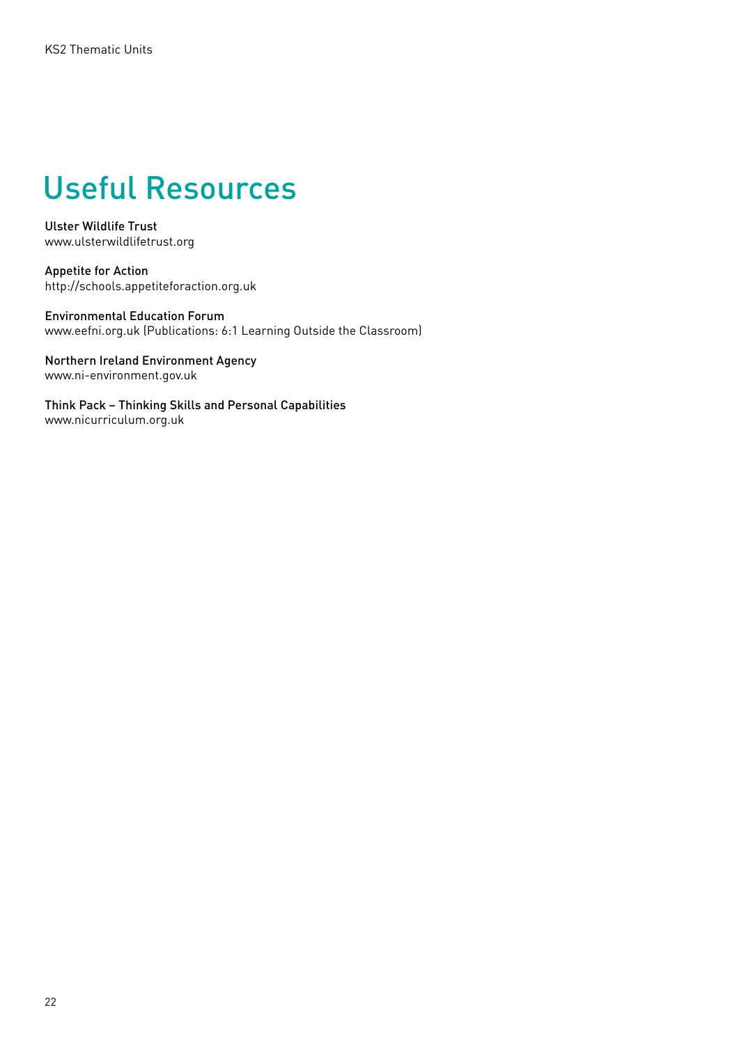# Useful Resources

**Ulster Wildlife Trust**
www.ulsterwildlifetrust.org

**Appetite for Action**
http://schools.appetiteforaction.org.uk

**Environmental Education Forum**
www.eefni.org.uk (Publications: 6:1 Learning Outside the Classroom)

**Northern Ireland Environment Agency**
www.ni-environment.gov.uk

**Think Pack – Thinking Skills and Personal Capabilities**
www.nicurriculum.org.uk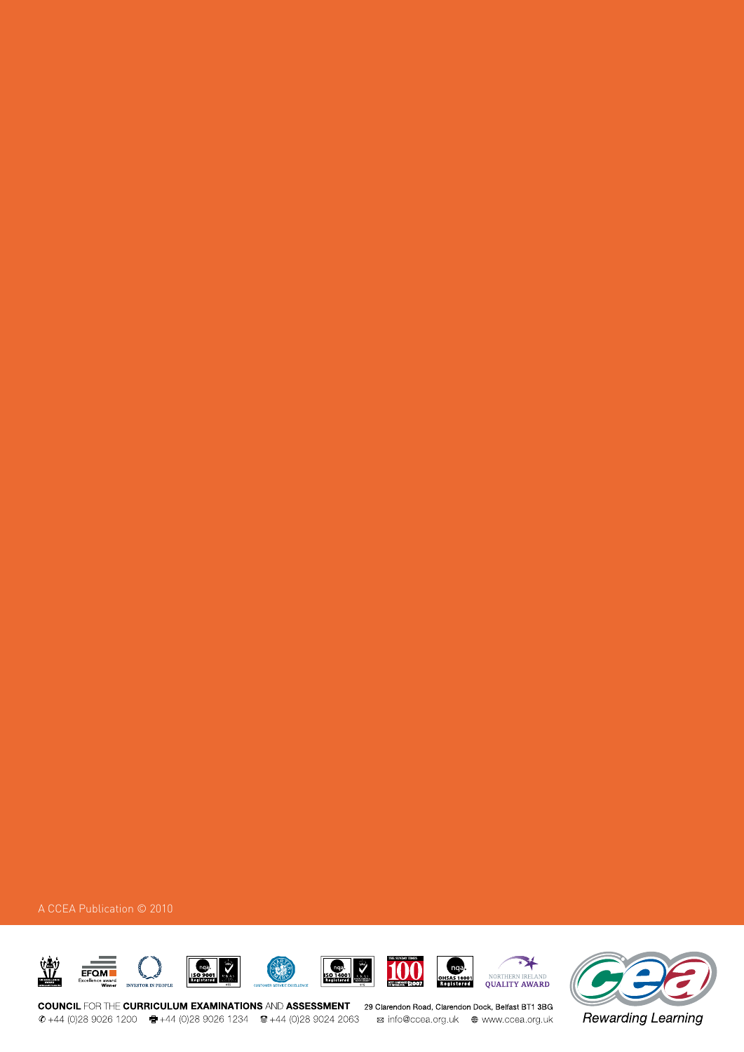A CCEA Publication © 2010

NORTHERN IRELAND QUALITY AWARD

**COUNCIL** FOR THE **CURRICULUM EXAMINATIONS** AND **ASSESSMENT**

29 Clarendon Road, Clarendon Dock, Belfast BT1 3BG

+44 (0)28 9026 1200 +44 (0)28 9026 1234 +44 (0)28 9024 2063 info@ccea.org.uk www.ccea.org.uk

*Rewarding Learning*